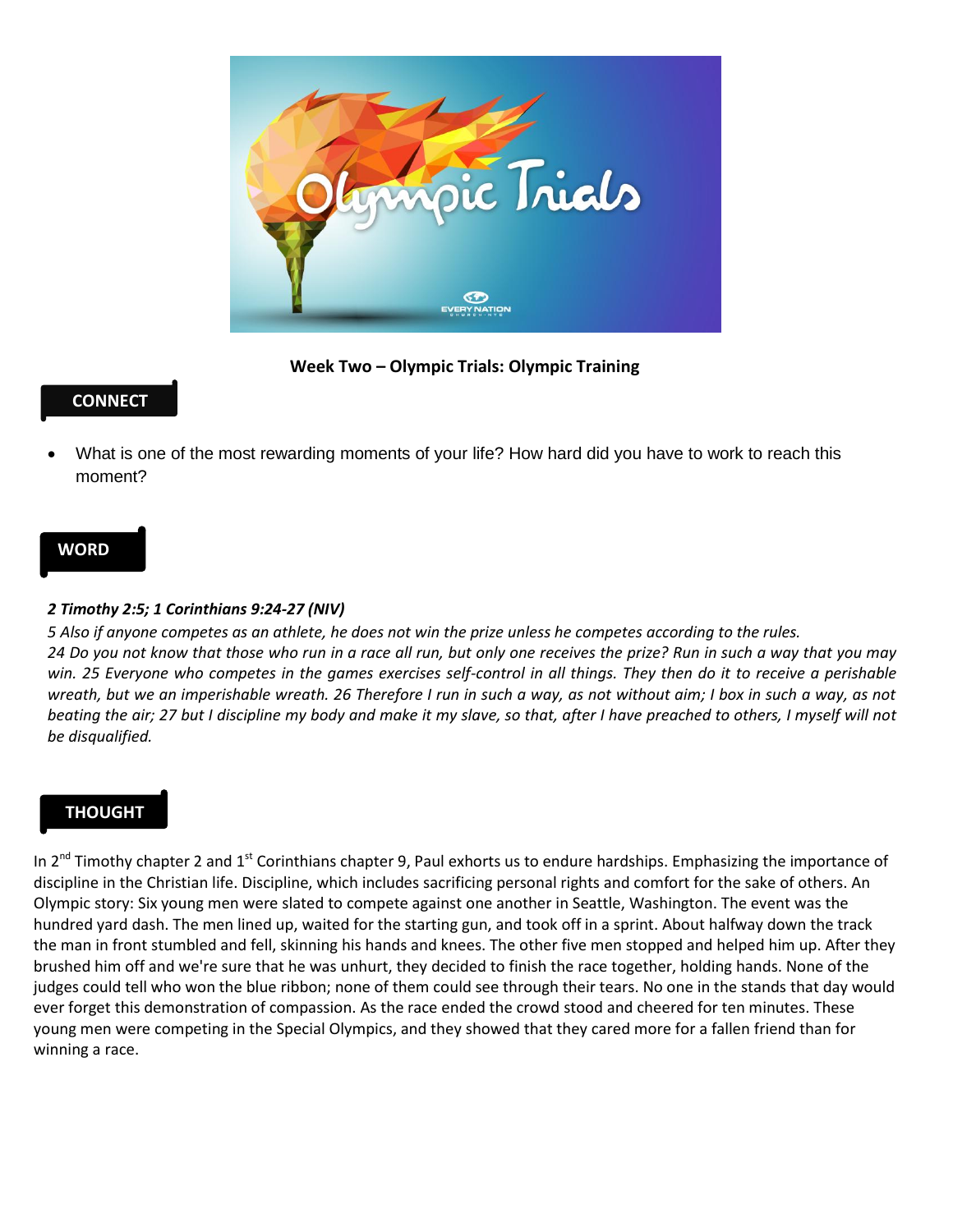**Week Two – Olympic Trials: Olympic Training**

## CONNECT

- What is one of the most rewarding moments of your life? How hard did you have to work to reach this moment?

## WORD

***2 Timothy 2:5; 1 Corinthians 9:24-27 (NIV)***

*5 Also if anyone competes as an athlete, he does not win the prize unless he competes according to the rules.*
*24 Do you not know that those who run in a race all run, but only one receives the prize? Run in such a way that you may win. 25 Everyone who competes in the games exercises self-control in all things. They then do it to receive a perishable wreath, but we an imperishable wreath. 26 Therefore I run in such a way, as not without aim; I box in such a way, as not beating the air; 27 but I discipline my body and make it my slave, so that, after I have preached to others, I myself will not be disqualified.*

## THOUGHT

In 2nd Timothy chapter 2 and 1st Corinthians chapter 9, Paul exhorts us to endure hardships. Emphasizing the importance of discipline in the Christian life. Discipline, which includes sacrificing personal rights and comfort for the sake of others. An Olympic story: Six young men were slated to compete against one another in Seattle, Washington. The event was the hundred yard dash. The men lined up, waited for the starting gun, and took off in a sprint. About halfway down the track the man in front stumbled and fell, skinning his hands and knees. The other five men stopped and helped him up. After they brushed him off and we're sure that he was unhurt, they decided to finish the race together, holding hands. None of the judges could tell who won the blue ribbon; none of them could see through their tears. No one in the stands that day would ever forget this demonstration of compassion. As the race ended the crowd stood and cheered for ten minutes. These young men were competing in the Special Olympics, and they showed that they cared more for a fallen friend than for winning a race.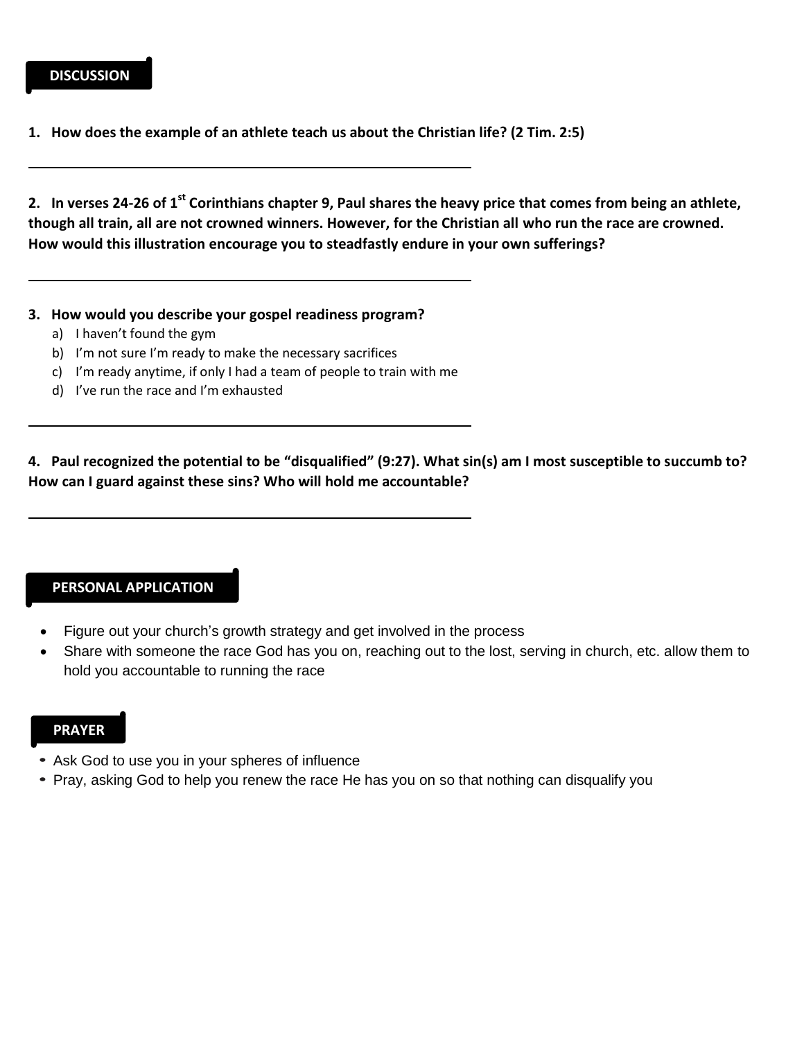## DISCUSSION

**1. How does the example of an athlete teach us about the Christian life? (2 Tim. 2:5)**

**2. In verses 24-26 of 1st Corinthians chapter 9, Paul shares the heavy price that comes from being an athlete, though all train, all are not crowned winners. However, for the Christian all who run the race are crowned. How would this illustration encourage you to steadfastly endure in your own sufferings?**

**3. How would you describe your gospel readiness program?**

a) I haven't found the gym
b) I'm not sure I'm ready to make the necessary sacrifices
c) I'm ready anytime, if only I had a team of people to train with me
d) I've run the race and I'm exhausted

**4. Paul recognized the potential to be "disqualified" (9:27). What sin(s) am I most susceptible to succumb to? How can I guard against these sins? Who will hold me accountable?**

## PERSONAL APPLICATION

- Figure out your church's growth strategy and get involved in the process
- Share with someone the race God has you on, reaching out to the lost, serving in church, etc. allow them to hold you accountable to running the race

## PRAYER

- Ask God to use you in your spheres of influence
- Pray, asking God to help you renew the race He has you on so that nothing can disqualify you